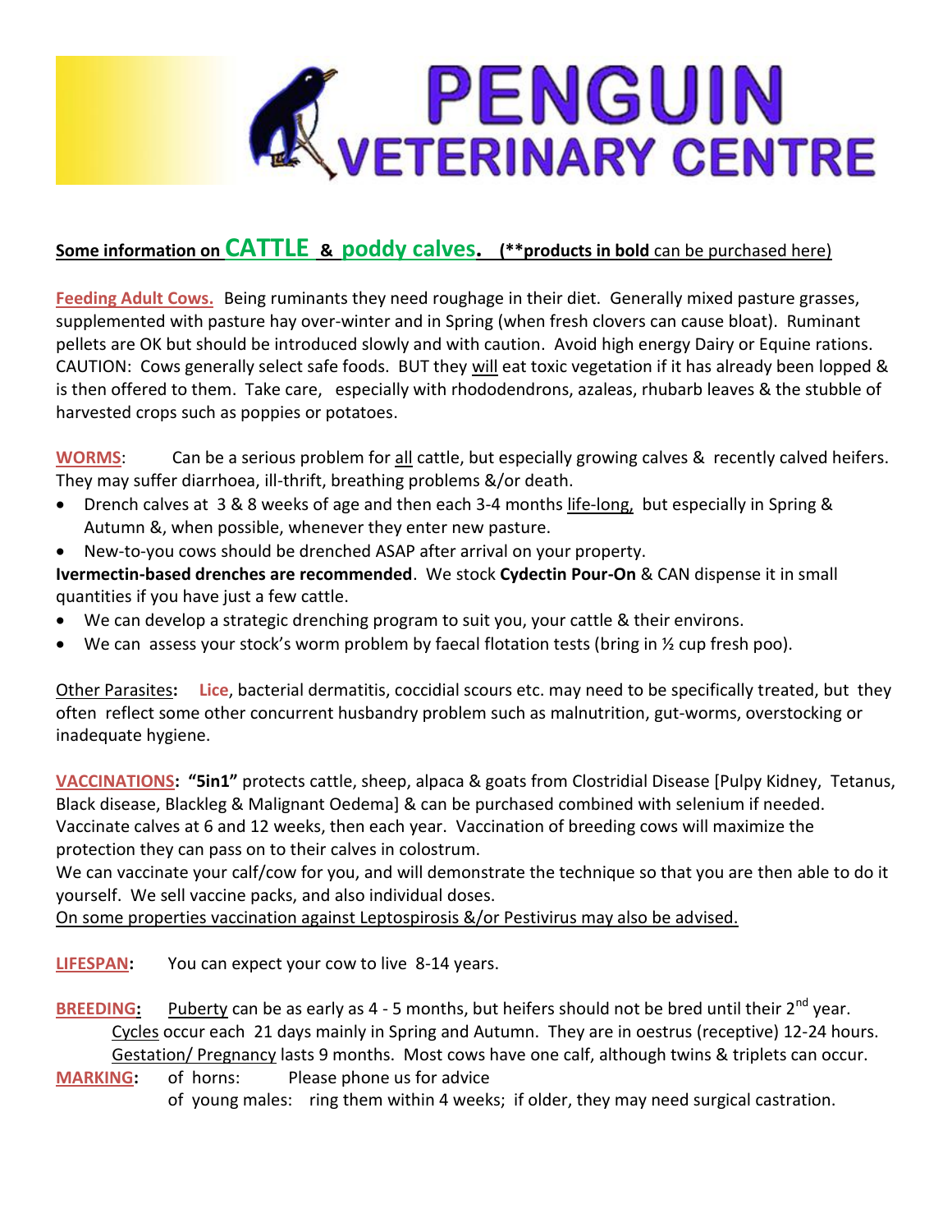# PENGUIN VETERINARY CENTRE

## Some information on CATTLE & poddy calves. (**products in bold can be purchased here)

**Feeding Adult Cows.** Being ruminants they need roughage in their diet. Generally mixed pasture grasses, supplemented with pasture hay over-winter and in Spring (when fresh clovers can cause bloat). Ruminant pellets are OK but should be introduced slowly and with caution. Avoid high energy Dairy or Equine rations. CAUTION: Cows generally select safe foods. BUT they will eat toxic vegetation if it has already been lopped & is then offered to them. Take care, especially with rhododendrons, azaleas, rhubarb leaves & the stubble of harvested crops such as poppies or potatoes.

**WORMS**: Can be a serious problem for all cattle, but especially growing calves & recently calved heifers. They may suffer diarrhoea, ill-thrift, breathing problems &/or death.

- Drench calves at 3 & 8 weeks of age and then each 3-4 months life-long, but especially in Spring & Autumn &, when possible, whenever they enter new pasture.
- New-to-you cows should be drenched ASAP after arrival on your property.

**Ivermectin-based drenches are recommended**. We stock **Cydectin Pour-On** & CAN dispense it in small quantities if you have just a few cattle.

- We can develop a strategic drenching program to suit you, your cattle & their environs.
- We can assess your stock's worm problem by faecal flotation tests (bring in ½ cup fresh poo).

Other Parasites**:** **Lice**, bacterial dermatitis, coccidial scours etc. may need to be specifically treated, but they often reflect some other concurrent husbandry problem such as malnutrition, gut-worms, overstocking or inadequate hygiene.

**VACCINATIONS**: **"5in1"** protects cattle, sheep, alpaca & goats from Clostridial Disease [Pulpy Kidney, Tetanus, Black disease, Blackleg & Malignant Oedema] & can be purchased combined with selenium if needed. Vaccinate calves at 6 and 12 weeks, then each year. Vaccination of breeding cows will maximize the protection they can pass on to their calves in colostrum.

We can vaccinate your calf/cow for you, and will demonstrate the technique so that you are then able to do it yourself. We sell vaccine packs, and also individual doses.

On some properties vaccination against Leptospirosis &/or Pestivirus may also be advised.

**LIFESPAN:** You can expect your cow to live 8-14 years.

**BREEDING:** Puberty can be as early as 4 - 5 months, but heifers should not be bred until their 2nd year.

Cycles occur each 21 days mainly in Spring and Autumn. They are in oestrus (receptive) 12-24 hours.

Gestation/ Pregnancy lasts 9 months. Most cows have one calf, although twins & triplets can occur.

**MARKING:** of horns: Please phone us for advice

of young males: ring them within 4 weeks; if older, they may need surgical castration.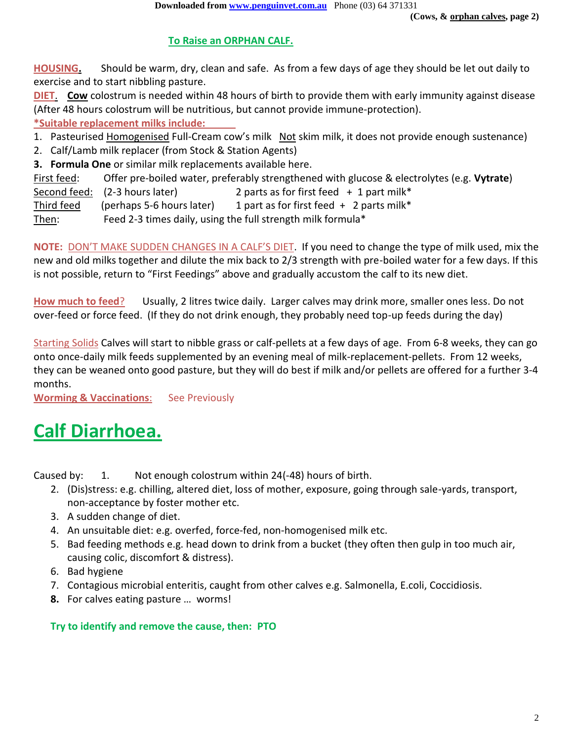## To Raise an ORPHAN CALF.

**HOUSING.** Should be warm, dry, clean and safe. As from a few days of age they should be let out daily to exercise and to start nibbling pasture.

**DIET.** **Cow** colostrum is needed within 48 hours of birth to provide them with early immunity against disease (After 48 hours colostrum will be nutritious, but cannot provide immune-protection).

***Suitable replacement milks include:**

1. Pasteurised Homogenised Full-Cream cow's milk Not skim milk, it does not provide enough sustenance)
2. Calf/Lamb milk replacer (from Stock & Station Agents)
3. **Formula One** or similar milk replacements available here.

| | | |
|---|---|---|
| First feed: | Offer pre-boiled water, preferably strengthened with glucose & electrolytes (e.g. **Vytrate**) | |
| Second feed: | (2-3 hours later) | 2 parts as for first feed + 1 part milk* |
| Third feed | (perhaps 5-6 hours later) | 1 part as for first feed + 2 parts milk* |
| Then: | Feed 2-3 times daily, using the full strength milk formula* | |

**NOTE:** DON'T MAKE SUDDEN CHANGES IN A CALF'S DIET. If you need to change the type of milk used, mix the new and old milks together and dilute the mix back to 2/3 strength with pre-boiled water for a few days. If this is not possible, return to "First Feedings" above and gradually accustom the calf to its new diet.

**How much to feed?** Usually, 2 litres twice daily. Larger calves may drink more, smaller ones less. Do not over-feed or force feed. (If they do not drink enough, they probably need top-up feeds during the day)

Starting Solids Calves will start to nibble grass or calf-pellets at a few days of age. From 6-8 weeks, they can go onto once-daily milk feeds supplemented by an evening meal of milk-replacement-pellets. From 12 weeks, they can be weaned onto good pasture, but they will do best if milk and/or pellets are offered for a further 3-4 months.

**Worming & Vaccinations:** See Previously

# Calf Diarrhoea.

Caused by:

1. Not enough colostrum within 24(-48) hours of birth.
2. (Dis)stress: e.g. chilling, altered diet, loss of mother, exposure, going through sale-yards, transport, non-acceptance by foster mother etc.
3. A sudden change of diet.
4. An unsuitable diet: e.g. overfed, force-fed, non-homogenised milk etc.
5. Bad feeding methods e.g. head down to drink from a bucket (they often then gulp in too much air, causing colic, discomfort & distress).
6. Bad hygiene
7. Contagious microbial enteritis, caught from other calves e.g. Salmonella, E.coli, Coccidiosis.
8. For calves eating pasture … worms!

**Try to identify and remove the cause, then: PTO**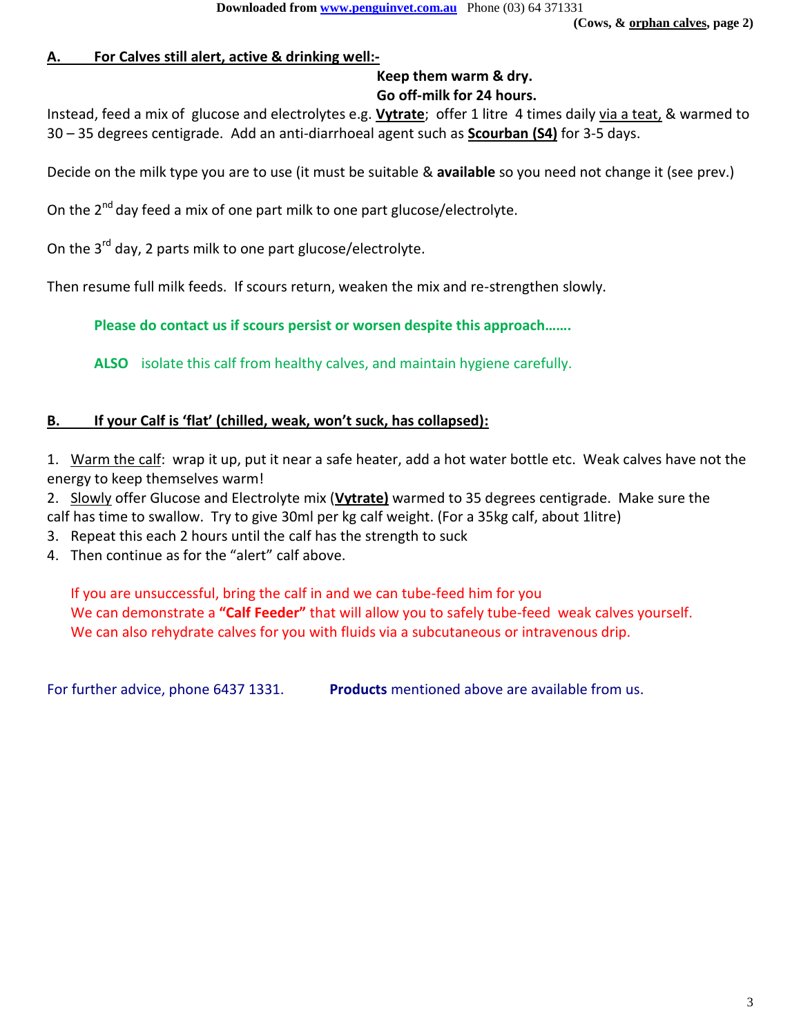## A. For Calves still alert, active & drinking well:-

**Keep them warm & dry.**
**Go off-milk for 24 hours.**

Instead, feed a mix of glucose and electrolytes e.g. **Vytrate**; offer 1 litre 4 times daily via a teat, & warmed to 30 – 35 degrees centigrade. Add an anti-diarrhoeal agent such as **Scourban (S4)** for 3-5 days.

Decide on the milk type you are to use (it must be suitable & **available** so you need not change it (see prev.)

On the 2nd day feed a mix of one part milk to one part glucose/electrolyte.

On the 3rd day, 2 parts milk to one part glucose/electrolyte.

Then resume full milk feeds. If scours return, weaken the mix and re-strengthen slowly.

**Please do contact us if scours persist or worsen despite this approach…….**

**ALSO** isolate this calf from healthy calves, and maintain hygiene carefully.

## B. If your Calf is 'flat' (chilled, weak, won't suck, has collapsed):

1. Warm the calf: wrap it up, put it near a safe heater, add a hot water bottle etc. Weak calves have not the energy to keep themselves warm!
2. Slowly offer Glucose and Electrolyte mix (**Vytrate)** warmed to 35 degrees centigrade. Make sure the calf has time to swallow. Try to give 30ml per kg calf weight. (For a 35kg calf, about 1litre)
3. Repeat this each 2 hours until the calf has the strength to suck
4. Then continue as for the "alert" calf above.

If you are unsuccessful, bring the calf in and we can tube-feed him for you
We can demonstrate a **"Calf Feeder"** that will allow you to safely tube-feed weak calves yourself.
We can also rehydrate calves for you with fluids via a subcutaneous or intravenous drip.

For further advice, phone 6437 1331. **Products** mentioned above are available from us.